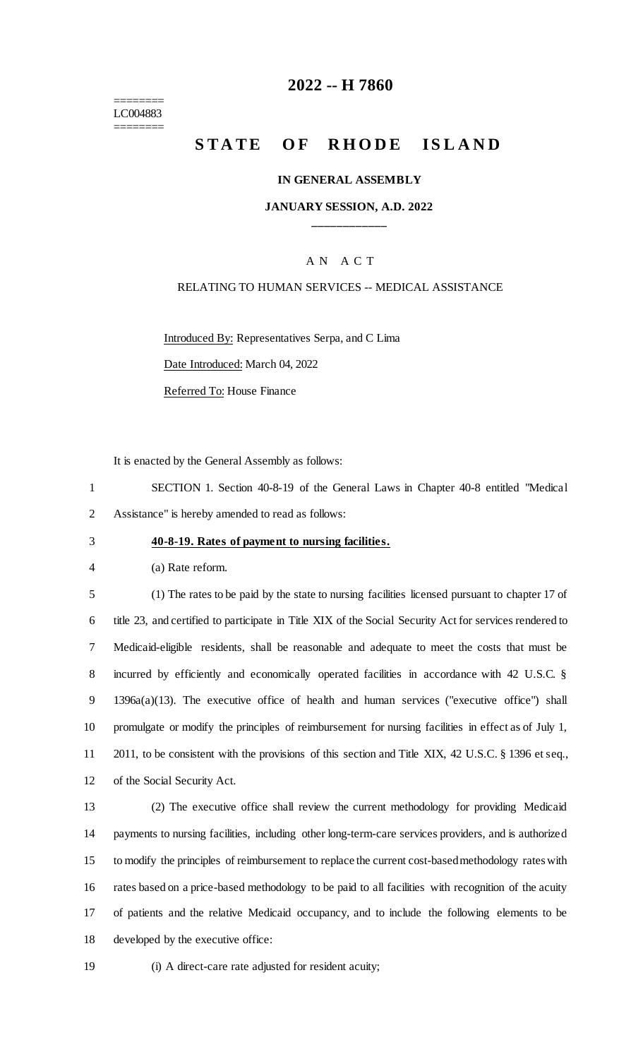========
LC004883
========

# 2022 -- H 7860

# STATE OF RHODE ISLAND

## IN GENERAL ASSEMBLY

## JANUARY SESSION, A.D. 2022

____________

A N A C T

RELATING TO HUMAN SERVICES -- MEDICAL ASSISTANCE

Introduced By: Representatives Serpa, and C Lima

Date Introduced: March 04, 2022

Referred To: House Finance

It is enacted by the General Assembly as follows:

1 SECTION 1. Section 40-8-19 of the General Laws in Chapter 40-8 entitled "Medical
2 Assistance" is hereby amended to read as follows:

3 **40-8-19. Rates of payment to nursing facilities.**

4 (a) Rate reform.

5 (1) The rates to be paid by the state to nursing facilities licensed pursuant to chapter 17 of
6 title 23, and certified to participate in Title XIX of the Social Security Act for services rendered to
7 Medicaid-eligible residents, shall be reasonable and adequate to meet the costs that must be
8 incurred by efficiently and economically operated facilities in accordance with 42 U.S.C. §
9 1396a(a)(13). The executive office of health and human services ("executive office") shall
10 promulgate or modify the principles of reimbursement for nursing facilities in effect as of July 1,
11 2011, to be consistent with the provisions of this section and Title XIX, 42 U.S.C. § 1396 et seq.,
12 of the Social Security Act.

13 (2) The executive office shall review the current methodology for providing Medicaid
14 payments to nursing facilities, including other long-term-care services providers, and is authorized
15 to modify the principles of reimbursement to replace the current cost-based methodology rates with
16 rates based on a price-based methodology to be paid to all facilities with recognition of the acuity
17 of patients and the relative Medicaid occupancy, and to include the following elements to be
18 developed by the executive office:

19 (i) A direct-care rate adjusted for resident acuity;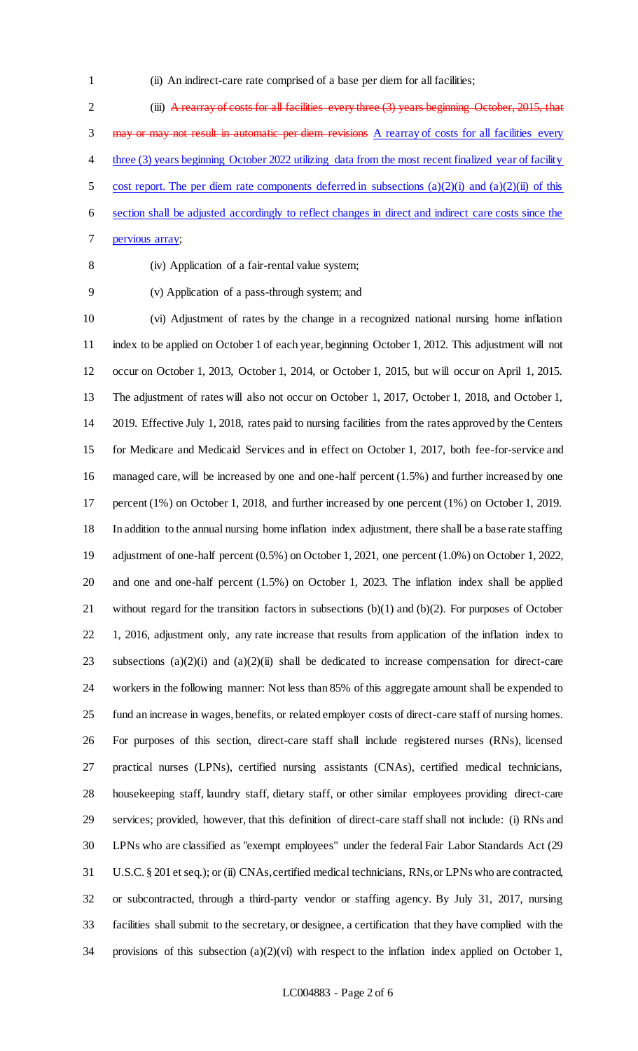(ii) An indirect-care rate comprised of a base per diem for all facilities;

(iii) ~~A rearray of costs for all facilities every three (3) years beginning October, 2015, that may or may not result in automatic per diem revisions~~ <u>A rearray of costs for all facilities every three (3) years beginning October 2022 utilizing data from the most recent finalized year of facility cost report. The per diem rate components deferred in subsections (a)(2)(i) and (a)(2)(ii) of this section shall be adjusted accordingly to reflect changes in direct and indirect care costs since the pervious array</u>;

(iv) Application of a fair-rental value system;

(v) Application of a pass-through system; and

(vi) Adjustment of rates by the change in a recognized national nursing home inflation index to be applied on October 1 of each year, beginning October 1, 2012. This adjustment will not occur on October 1, 2013, October 1, 2014, or October 1, 2015, but will occur on April 1, 2015. The adjustment of rates will also not occur on October 1, 2017, October 1, 2018, and October 1, 2019. Effective July 1, 2018, rates paid to nursing facilities from the rates approved by the Centers for Medicare and Medicaid Services and in effect on October 1, 2017, both fee-for-service and managed care, will be increased by one and one-half percent (1.5%) and further increased by one percent (1%) on October 1, 2018, and further increased by one percent (1%) on October 1, 2019. In addition to the annual nursing home inflation index adjustment, there shall be a base rate staffing adjustment of one-half percent (0.5%) on October 1, 2021, one percent (1.0%) on October 1, 2022, and one and one-half percent (1.5%) on October 1, 2023. The inflation index shall be applied without regard for the transition factors in subsections (b)(1) and (b)(2). For purposes of October 1, 2016, adjustment only, any rate increase that results from application of the inflation index to subsections (a)(2)(i) and (a)(2)(ii) shall be dedicated to increase compensation for direct-care workers in the following manner: Not less than 85% of this aggregate amount shall be expended to fund an increase in wages, benefits, or related employer costs of direct-care staff of nursing homes. For purposes of this section, direct-care staff shall include registered nurses (RNs), licensed practical nurses (LPNs), certified nursing assistants (CNAs), certified medical technicians, housekeeping staff, laundry staff, dietary staff, or other similar employees providing direct-care services; provided, however, that this definition of direct-care staff shall not include: (i) RNs and LPNs who are classified as "exempt employees" under the federal Fair Labor Standards Act (29 U.S.C. § 201 et seq.); or (ii) CNAs, certified medical technicians, RNs, or LPNs who are contracted, or subcontracted, through a third-party vendor or staffing agency. By July 31, 2017, nursing facilities shall submit to the secretary, or designee, a certification that they have complied with the provisions of this subsection (a)(2)(vi) with respect to the inflation index applied on October 1,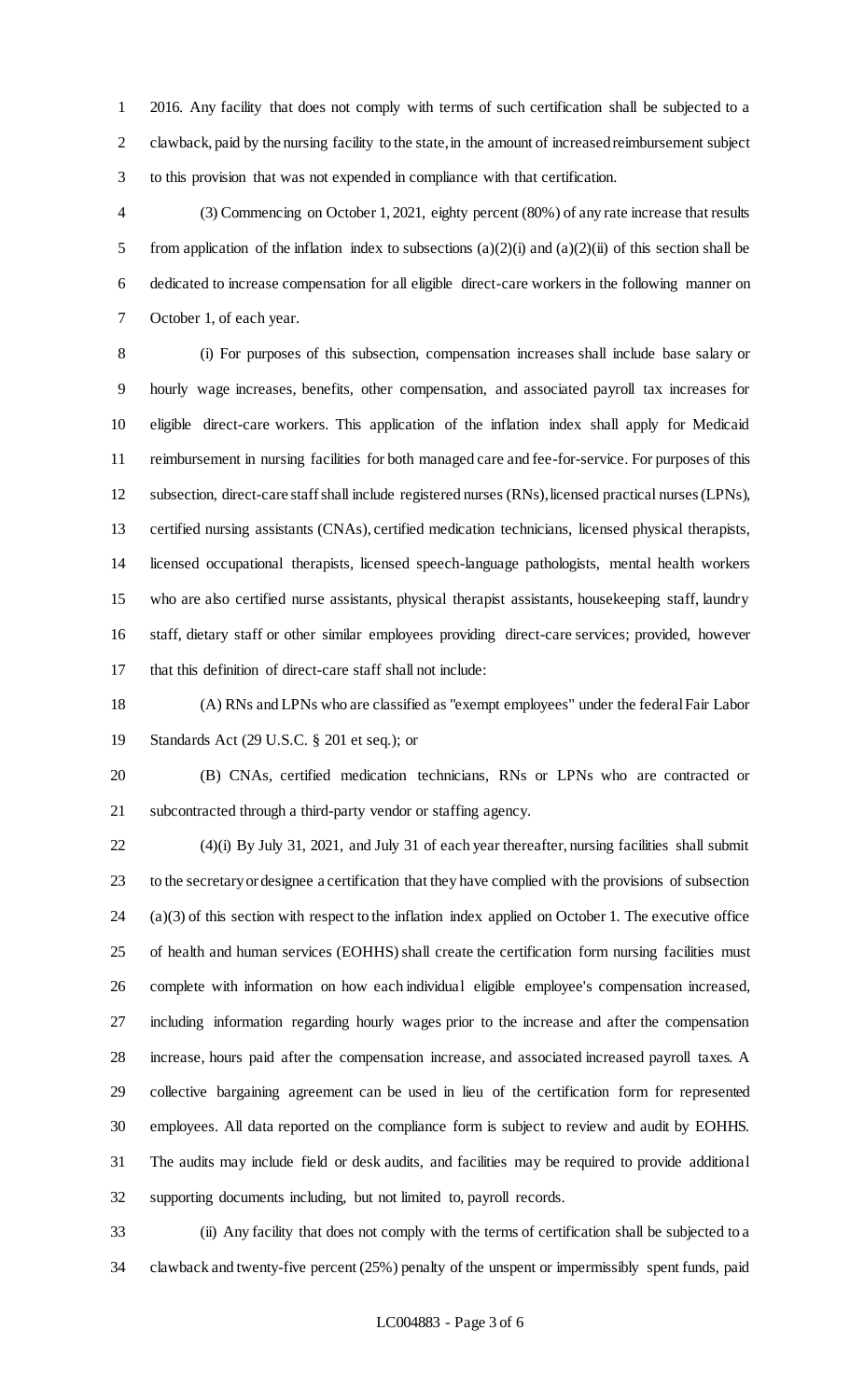2016. Any facility that does not comply with terms of such certification shall be subjected to a clawback, paid by the nursing facility to the state, in the amount of increased reimbursement subject to this provision that was not expended in compliance with that certification.

(3) Commencing on October 1, 2021, eighty percent (80%) of any rate increase that results from application of the inflation index to subsections (a)(2)(i) and (a)(2)(ii) of this section shall be dedicated to increase compensation for all eligible direct-care workers in the following manner on October 1, of each year.

(i) For purposes of this subsection, compensation increases shall include base salary or hourly wage increases, benefits, other compensation, and associated payroll tax increases for eligible direct-care workers. This application of the inflation index shall apply for Medicaid reimbursement in nursing facilities for both managed care and fee-for-service. For purposes of this subsection, direct-care staff shall include registered nurses (RNs), licensed practical nurses (LPNs), certified nursing assistants (CNAs), certified medication technicians, licensed physical therapists, licensed occupational therapists, licensed speech-language pathologists, mental health workers who are also certified nurse assistants, physical therapist assistants, housekeeping staff, laundry staff, dietary staff or other similar employees providing direct-care services; provided, however that this definition of direct-care staff shall not include:

(A) RNs and LPNs who are classified as "exempt employees" under the federal Fair Labor Standards Act (29 U.S.C. § 201 et seq.); or

(B) CNAs, certified medication technicians, RNs or LPNs who are contracted or subcontracted through a third-party vendor or staffing agency.

(4)(i) By July 31, 2021, and July 31 of each year thereafter, nursing facilities shall submit to the secretary or designee a certification that they have complied with the provisions of subsection (a)(3) of this section with respect to the inflation index applied on October 1. The executive office of health and human services (EOHHS) shall create the certification form nursing facilities must complete with information on how each individual eligible employee's compensation increased, including information regarding hourly wages prior to the increase and after the compensation increase, hours paid after the compensation increase, and associated increased payroll taxes. A collective bargaining agreement can be used in lieu of the certification form for represented employees. All data reported on the compliance form is subject to review and audit by EOHHS. The audits may include field or desk audits, and facilities may be required to provide additional supporting documents including, but not limited to, payroll records.

(ii) Any facility that does not comply with the terms of certification shall be subjected to a clawback and twenty-five percent (25%) penalty of the unspent or impermissibly spent funds, paid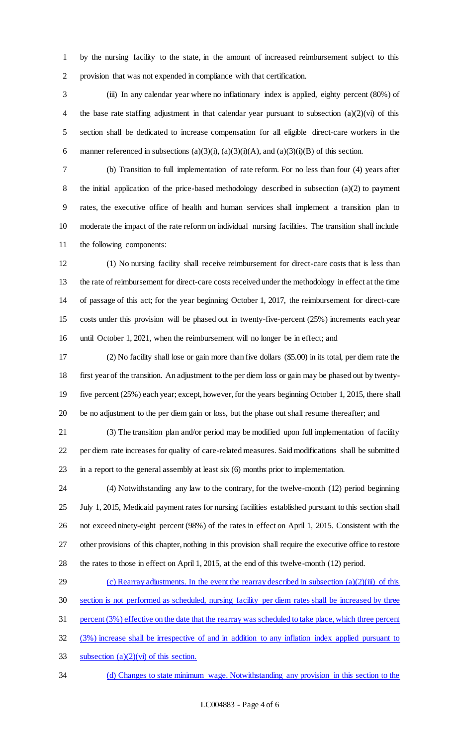by the nursing facility to the state, in the amount of increased reimbursement subject to this provision that was not expended in compliance with that certification.

(iii) In any calendar year where no inflationary index is applied, eighty percent (80%) of the base rate staffing adjustment in that calendar year pursuant to subsection (a)(2)(vi) of this section shall be dedicated to increase compensation for all eligible direct-care workers in the manner referenced in subsections (a)(3)(i), (a)(3)(i)(A), and (a)(3)(i)(B) of this section.

(b) Transition to full implementation of rate reform. For no less than four (4) years after the initial application of the price-based methodology described in subsection (a)(2) to payment rates, the executive office of health and human services shall implement a transition plan to moderate the impact of the rate reform on individual nursing facilities. The transition shall include the following components:

(1) No nursing facility shall receive reimbursement for direct-care costs that is less than the rate of reimbursement for direct-care costs received under the methodology in effect at the time of passage of this act; for the year beginning October 1, 2017, the reimbursement for direct-care costs under this provision will be phased out in twenty-five-percent (25%) increments each year until October 1, 2021, when the reimbursement will no longer be in effect; and

(2) No facility shall lose or gain more than five dollars ($5.00) in its total, per diem rate the first year of the transition. An adjustment to the per diem loss or gain may be phased out by twenty-five percent (25%) each year; except, however, for the years beginning October 1, 2015, there shall be no adjustment to the per diem gain or loss, but the phase out shall resume thereafter; and

(3) The transition plan and/or period may be modified upon full implementation of facility per diem rate increases for quality of care-related measures. Said modifications shall be submitted in a report to the general assembly at least six (6) months prior to implementation.

(4) Notwithstanding any law to the contrary, for the twelve-month (12) period beginning July 1, 2015, Medicaid payment rates for nursing facilities established pursuant to this section shall not exceed ninety-eight percent (98%) of the rates in effect on April 1, 2015. Consistent with the other provisions of this chapter, nothing in this provision shall require the executive office to restore the rates to those in effect on April 1, 2015, at the end of this twelve-month (12) period.

(c) Rearray adjustments. In the event the rearray described in subsection (a)(2)(iii) of this section is not performed as scheduled, nursing facility per diem rates shall be increased by three percent (3%) effective on the date that the rearray was scheduled to take place, which three percent (3%) increase shall be irrespective of and in addition to any inflation index applied pursuant to subsection (a)(2)(vi) of this section.

(d) Changes to state minimum wage. Notwithstanding any provision in this section to the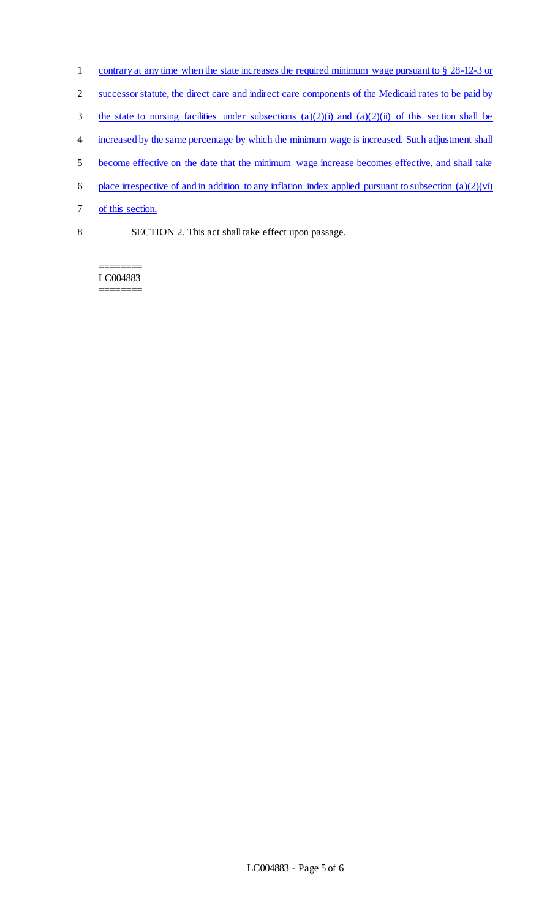contrary at any time when the state increases the required minimum wage pursuant to § 28-12-3 or successor statute, the direct care and indirect care components of the Medicaid rates to be paid by the state to nursing facilities under subsections (a)(2)(i) and (a)(2)(ii) of this section shall be increased by the same percentage by which the minimum wage is increased. Such adjustment shall become effective on the date that the minimum wage increase becomes effective, and shall take place irrespective of and in addition to any inflation index applied pursuant to subsection (a)(2)(vi) of this section.

SECTION 2. This act shall take effect upon passage.

========
LC004883
========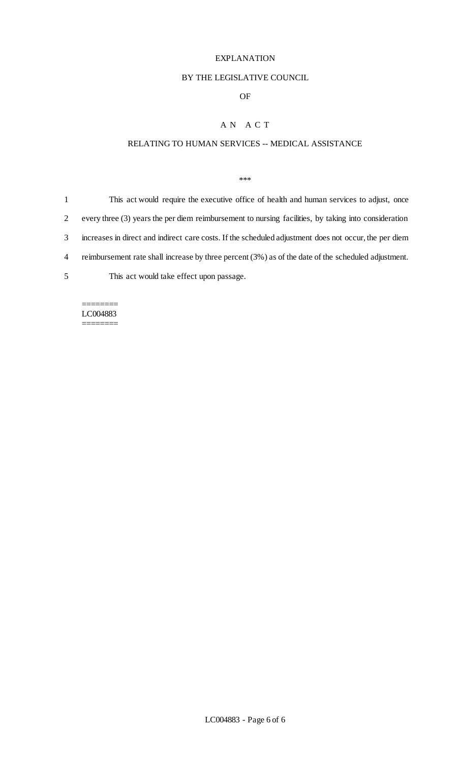EXPLANATION

BY THE LEGISLATIVE COUNCIL

OF

A N A C T

RELATING TO HUMAN SERVICES -- MEDICAL ASSISTANCE

\*\*\*

This act would require the executive office of health and human services to adjust, once every three (3) years the per diem reimbursement to nursing facilities, by taking into consideration increases in direct and indirect care costs. If the scheduled adjustment does not occur, the per diem reimbursement rate shall increase by three percent (3%) as of the date of the scheduled adjustment.

This act would take effect upon passage.

========
LC004883
========